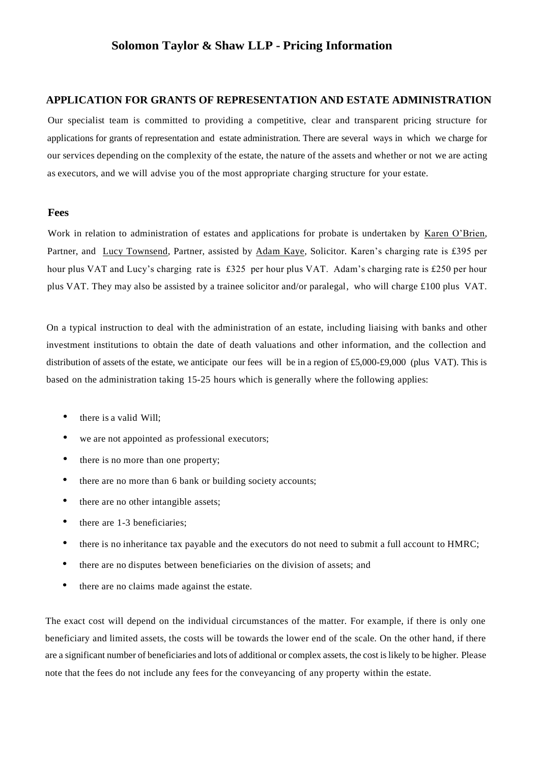# Solomon Taylor & Shaw LLP - Pricing Information

## APPLICATION FOR GRANTS OF REPRESENTATION AND ESTATE ADMINISTRATION

Our specialist team is committed to providing a competitive, clear and transparent pricing structure for applications for grants of representation and estate administration. There are several ways in which we charge for our services depending on the complexity of the estate, the nature of the assets and whether or not we are acting as executors, and we will advise you of the most appropriate charging structure for your estate.

### Fees

Work in relation to administration of estates and applications for probate is undertaken by Karen O'Brien, Partner, and Lucy Townsend, Partner, assisted by Adam Kaye, Solicitor. Karen's charging rate is £395 per hour plus VAT and Lucy's charging rate is £325 per hour plus VAT. Adam's charging rate is £250 per hour plus VAT. They may also be assisted by a trainee solicitor and/or paralegal, who will charge £100 plus VAT.

On a typical instruction to deal with the administration of an estate, including liaising with banks and other investment institutions to obtain the date of death valuations and other information, and the collection and distribution of assets of the estate, we anticipate our fees will be in a region of £5,000-£9,000 (plus VAT). This is based on the administration taking 15-25 hours which is generally where the following applies:

- there is a valid Will;
- we are not appointed as professional executors;
- there is no more than one property;
- there are no more than 6 bank or building society accounts;
- there are no other intangible assets;
- there are 1-3 beneficiaries;
- there is no inheritance tax payable and the executors do not need to submit a full account to HMRC;
- there are no disputes between beneficiaries on the division of assets; and
- there are no claims made against the estate.

The exact cost will depend on the individual circumstances of the matter. For example, if there is only one beneficiary and limited assets, the costs will be towards the lower end of the scale. On the other hand, if there are a significant number of beneficiaries and lots of additional or complex assets, the cost is likely to be higher. Please note that the fees do not include any fees for the conveyancing of any property within the estate.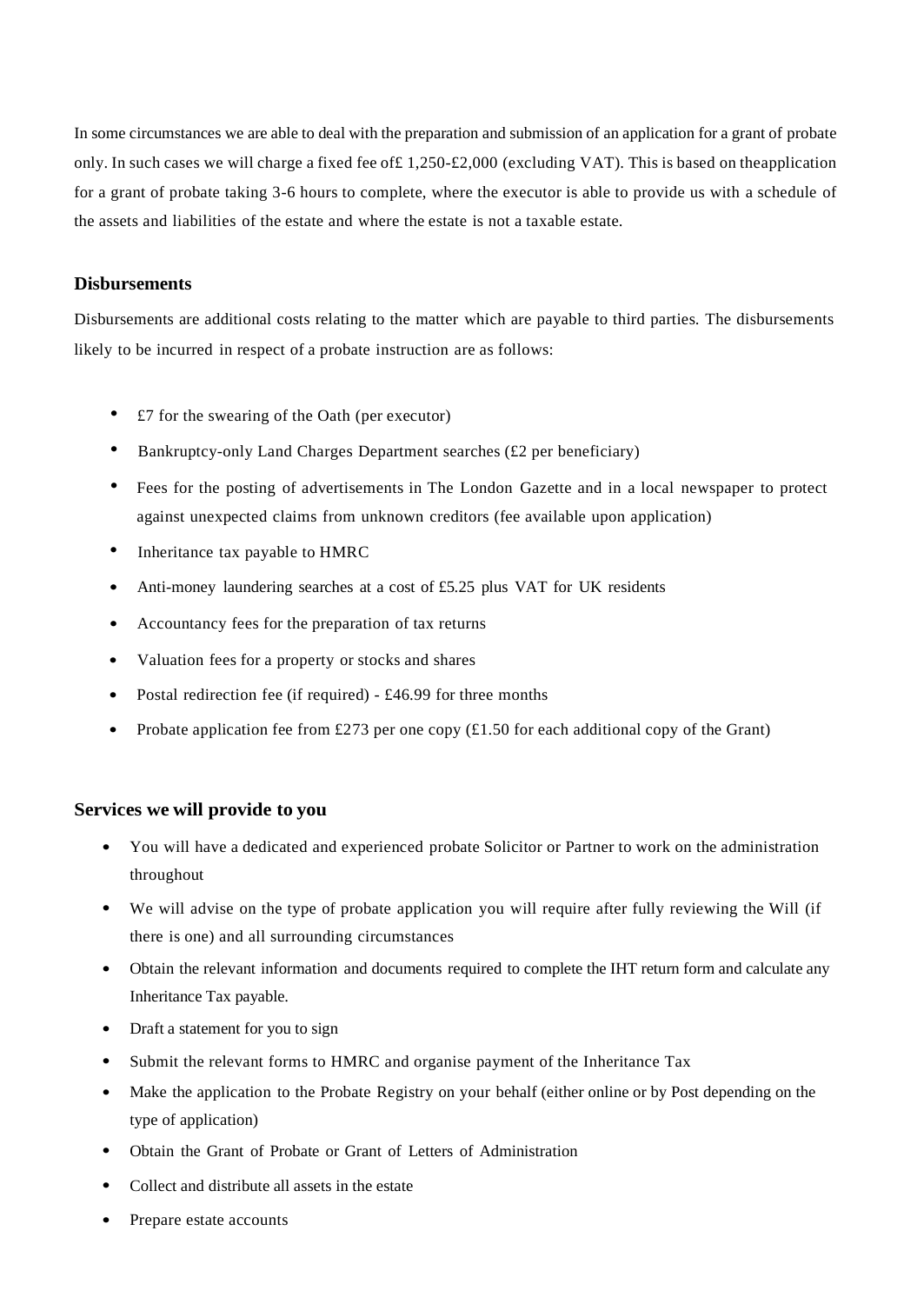In some circumstances we are able to deal with the preparation and submission of an application for a grant of probate only. In such cases we will charge a fixed fee of£ 1,250-£2,000 (excluding VAT). This is based on theapplication for a grant of probate taking 3-6 hours to complete, where the executor is able to provide us with a schedule of the assets and liabilities of the estate and where the estate is not a taxable estate.

### Disbursements

Disbursements are additional costs relating to the matter which are payable to third parties. The disbursements likely to be incurred in respect of a probate instruction are as follows:

- £7 for the swearing of the Oath (per executor)
- Bankruptcy-only Land Charges Department searches (£2 per beneficiary)
- Fees for the posting of advertisements in The London Gazette and in a local newspaper to protect against unexpected claims from unknown creditors (fee available upon application)
- Inheritance tax payable to HMRC
- Anti-money laundering searches at a cost of £5.25 plus VAT for UK residents
- Accountancy fees for the preparation of tax returns
- Valuation fees for a property or stocks and shares
- Postal redirection fee (if required) - £46.99 for three months
- Probate application fee from £273 per one copy (£1.50 for each additional copy of the Grant)

### Services we will provide to you

- You will have a dedicated and experienced probate Solicitor or Partner to work on the administration throughout
- We will advise on the type of probate application you will require after fully reviewing the Will (if there is one) and all surrounding circumstances
- Obtain the relevant information and documents required to complete the IHT return form and calculate any Inheritance Tax payable.
- Draft a statement for you to sign
- Submit the relevant forms to HMRC and organise payment of the Inheritance Tax
- Make the application to the Probate Registry on your behalf (either online or by Post depending on the type of application)
- Obtain the Grant of Probate or Grant of Letters of Administration
- Collect and distribute all assets in the estate
- Prepare estate accounts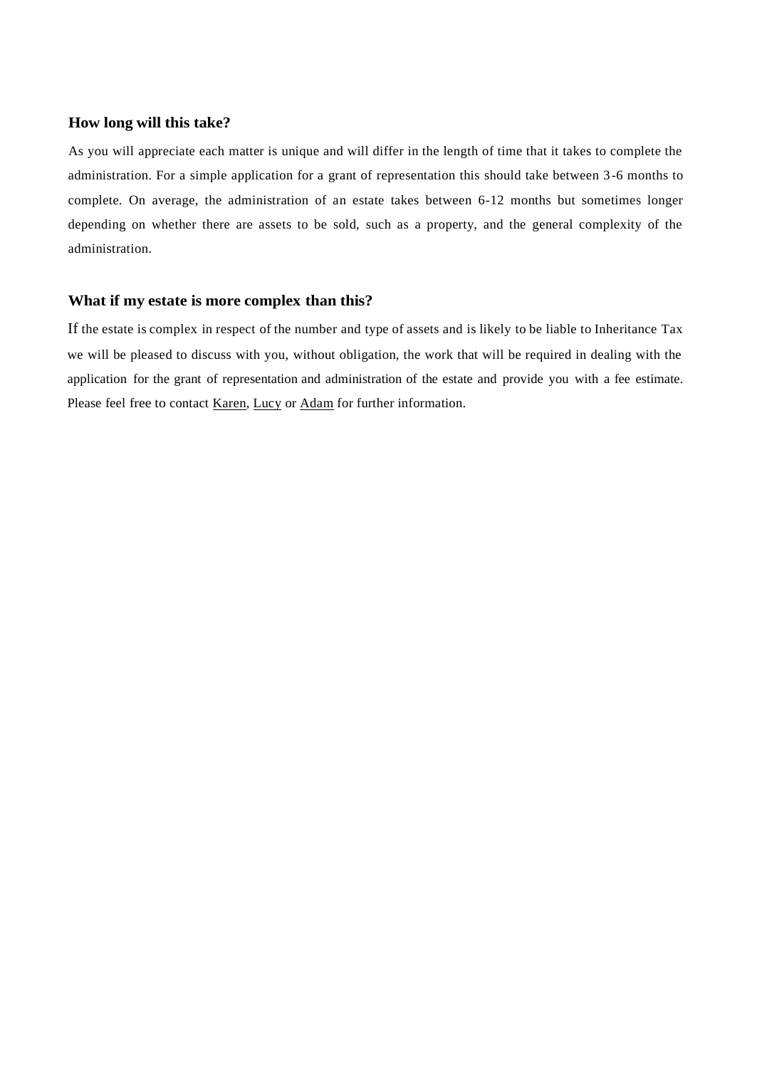## How long will this take?

As you will appreciate each matter is unique and will differ in the length of time that it takes to complete the administration. For a simple application for a grant of representation this should take between 3-6 months to complete. On average, the administration of an estate takes between 6-12 months but sometimes longer depending on whether there are assets to be sold, such as a property, and the general complexity of the administration.

## What if my estate is more complex than this?

If the estate is complex in respect of the number and type of assets and is likely to be liable to Inheritance Tax we will be pleased to discuss with you, without obligation, the work that will be required in dealing with the application for the grant of representation and administration of the estate and provide you with a fee estimate. Please feel free to contact Karen, Lucy or Adam for further information.